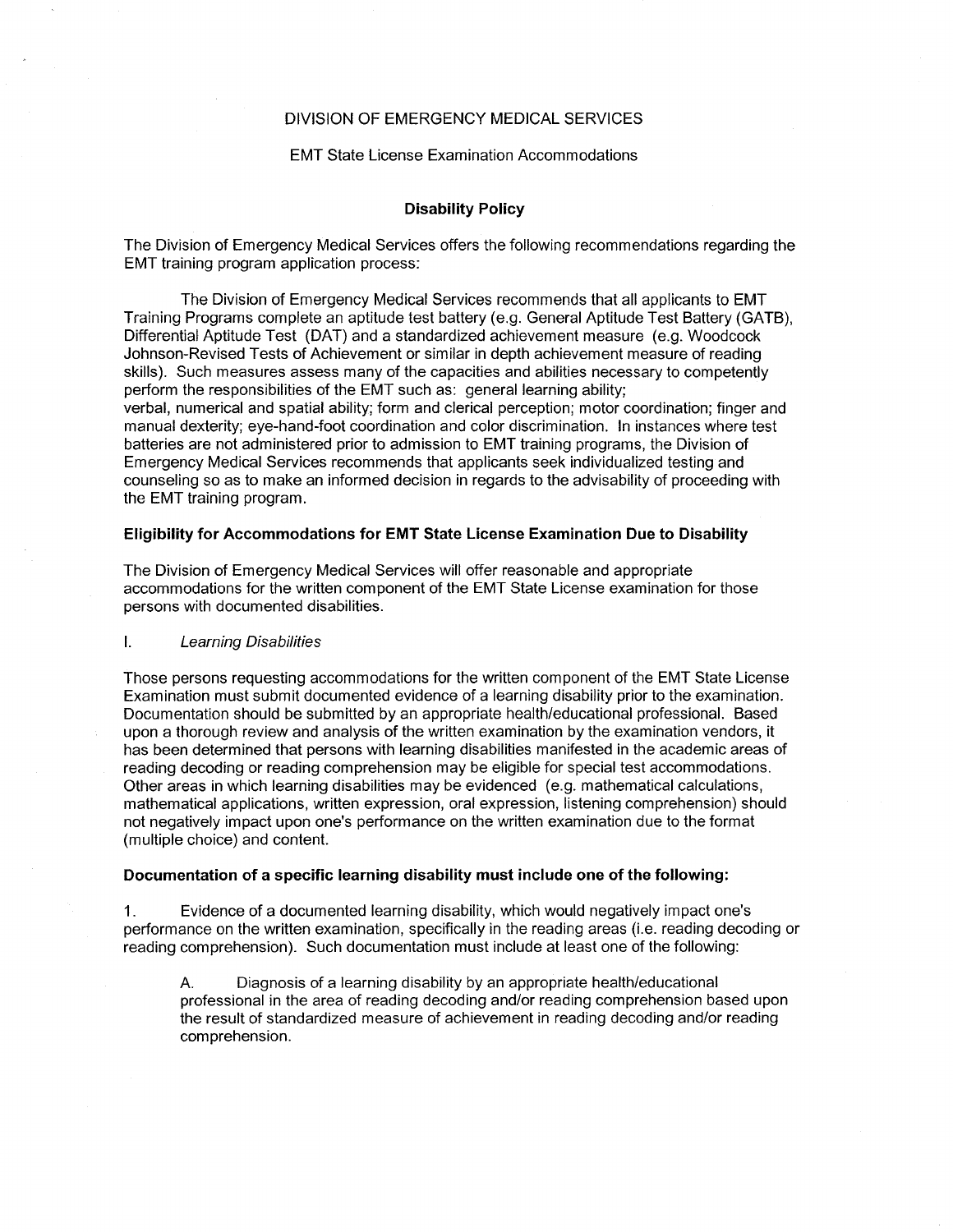DIVISION OF EMERGENCY MEDICAL SERVICES

EMT State License Examination Accommodations

## Disability Policy

The Division of Emergency Medical Services offers the following recommendations regarding the EMT training program application process:

The Division of Emergency Medical Services recommends that all applicants to EMT Training Programs complete an aptitude test battery (e.g. General Aptitude Test Battery (GATB), Differential Aptitude Test (DAT) and a standardized achievement measure (e.g. Woodcock Johnson-Revised Tests of Achievement or similar in depth achievement measure of reading skills). Such measures assess many of the capacities and abilities necessary to competently perform the responsibilities of the EMT such as: general learning ability; verbal, numerical and spatial ability; form and clerical perception; motor coordination; finger and manual dexterity; eye-hand-foot coordination and color discrimination. In instances where test batteries are not administered prior to admission to EMT training programs, the Division of Emergency Medical Services recommends that applicants seek individualized testing and counseling so as to make an informed decision in regards to the advisability of proceeding with the EMT training program.

### Eligibility for Accommodations for EMT State License Examination Due to Disability

The Division of Emergency Medical Services will offer reasonable and appropriate accommodations for the written component of the EMT State License examination for those persons with documented disabilities.

I. *Learning Disabilities*

Those persons requesting accommodations for the written component of the EMT State License Examination must submit documented evidence of a learning disability prior to the examination. Documentation should be submitted by an appropriate health/educational professional. Based upon a thorough review and analysis of the written examination by the examination vendors, it has been determined that persons with learning disabilities manifested in the academic areas of reading decoding or reading comprehension may be eligible for special test accommodations. Other areas in which learning disabilities may be evidenced (e.g. mathematical calculations, mathematical applications, written expression, oral expression, listening comprehension) should not negatively impact upon one's performance on the written examination due to the format (multiple choice) and content.

**Documentation of a specific learning disability must include one of the following:**

1. Evidence of a documented learning disability, which would negatively impact one's performance on the written examination, specifically in the reading areas (i.e. reading decoding or reading comprehension). Such documentation must include at least one of the following:

   A. Diagnosis of a learning disability by an appropriate health/educational professional in the area of reading decoding and/or reading comprehension based upon the result of standardized measure of achievement in reading decoding and/or reading comprehension.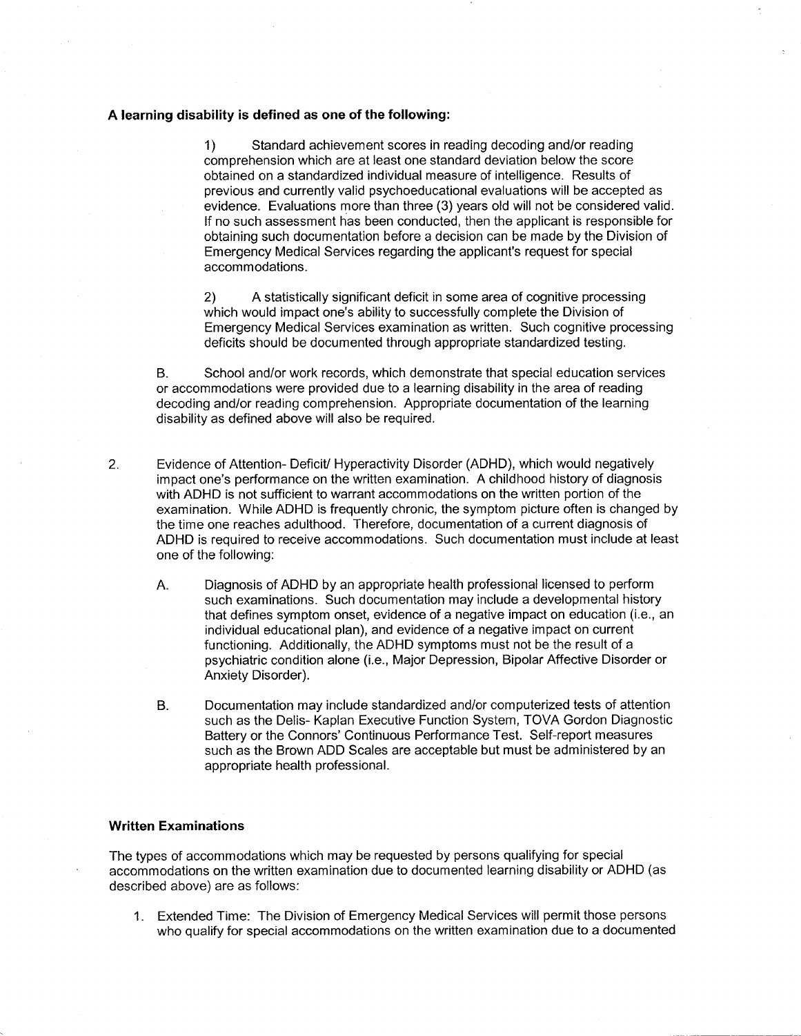**A learning disability is defined as one of the following:**

1) Standard achievement scores in reading decoding and/or reading comprehension which are at least one standard deviation below the score obtained on a standardized individual measure of intelligence. Results of previous and currently valid psychoeducational evaluations will be accepted as evidence. Evaluations more than three (3) years old will not be considered valid. If no such assessment has been conducted, then the applicant is responsible for obtaining such documentation before a decision can be made by the Division of Emergency Medical Services regarding the applicant's request for special accommodations.

2) A statistically significant deficit in some area of cognitive processing which would impact one's ability to successfully complete the Division of Emergency Medical Services examination as written. Such cognitive processing deficits should be documented through appropriate standardized testing.

B. School and/or work records, which demonstrate that special education services or accommodations were provided due to a learning disability in the area of reading decoding and/or reading comprehension. Appropriate documentation of the learning disability as defined above will also be required.

2. Evidence of Attention- Deficit/ Hyperactivity Disorder (ADHD), which would negatively impact one's performance on the written examination. A childhood history of diagnosis with ADHD is not sufficient to warrant accommodations on the written portion of the examination. While ADHD is frequently chronic, the symptom picture often is changed by the time one reaches adulthood. Therefore, documentation of a current diagnosis of ADHD is required to receive accommodations. Such documentation must include at least one of the following:

   A. Diagnosis of ADHD by an appropriate health professional licensed to perform such examinations. Such documentation may include a developmental history that defines symptom onset, evidence of a negative impact on education (i.e., an individual educational plan), and evidence of a negative impact on current functioning. Additionally, the ADHD symptoms must not be the result of a psychiatric condition alone (i.e., Major Depression, Bipolar Affective Disorder or Anxiety Disorder).

   B. Documentation may include standardized and/or computerized tests of attention such as the Delis- Kaplan Executive Function System, TOVA Gordon Diagnostic Battery or the Connors' Continuous Performance Test. Self-report measures such as the Brown ADD Scales are acceptable but must be administered by an appropriate health professional.

**Written Examinations**

The types of accommodations which may be requested by persons qualifying for special accommodations on the written examination due to documented learning disability or ADHD (as described above) are as follows:

1. Extended Time: The Division of Emergency Medical Services will permit those persons who qualify for special accommodations on the written examination due to a documented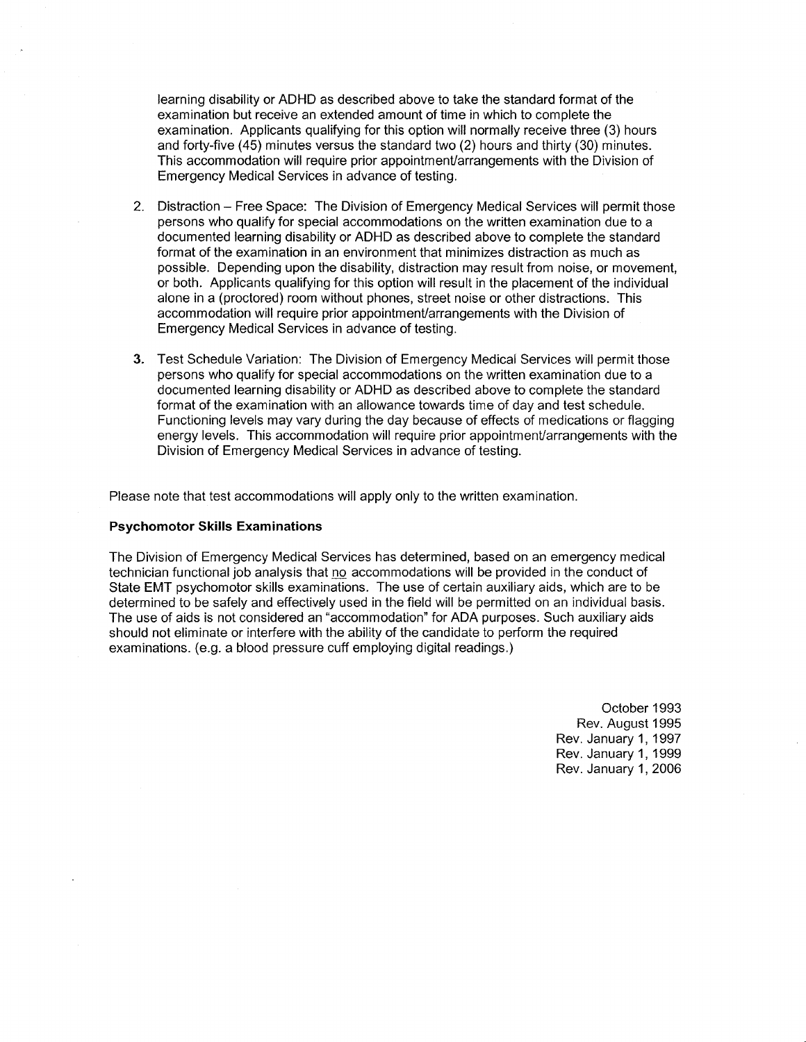learning disability or ADHD as described above to take the standard format of the examination but receive an extended amount of time in which to complete the examination. Applicants qualifying for this option will normally receive three (3) hours and forty-five (45) minutes versus the standard two (2) hours and thirty (30) minutes. This accommodation will require prior appointment/arrangements with the Division of Emergency Medical Services in advance of testing.

2. Distraction – Free Space: The Division of Emergency Medical Services will permit those persons who qualify for special accommodations on the written examination due to a documented learning disability or ADHD as described above to complete the standard format of the examination in an environment that minimizes distraction as much as possible. Depending upon the disability, distraction may result from noise, or movement, or both. Applicants qualifying for this option will result in the placement of the individual alone in a (proctored) room without phones, street noise or other distractions. This accommodation will require prior appointment/arrangements with the Division of Emergency Medical Services in advance of testing.

3. Test Schedule Variation: The Division of Emergency Medical Services will permit those persons who qualify for special accommodations on the written examination due to a documented learning disability or ADHD as described above to complete the standard format of the examination with an allowance towards time of day and test schedule. Functioning levels may vary during the day because of effects of medications or flagging energy levels. This accommodation will require prior appointment/arrangements with the Division of Emergency Medical Services in advance of testing.

Please note that test accommodations will apply only to the written examination.

**Psychomotor Skills Examinations**

The Division of Emergency Medical Services has determined, based on an emergency medical technician functional job analysis that no accommodations will be provided in the conduct of State EMT psychomotor skills examinations. The use of certain auxiliary aids, which are to be determined to be safely and effectively used in the field will be permitted on an individual basis. The use of aids is not considered an "accommodation" for ADA purposes. Such auxiliary aids should not eliminate or interfere with the ability of the candidate to perform the required examinations. (e.g. a blood pressure cuff employing digital readings.)

October 1993
Rev. August 1995
Rev. January 1, 1997
Rev. January 1, 1999
Rev. January 1, 2006